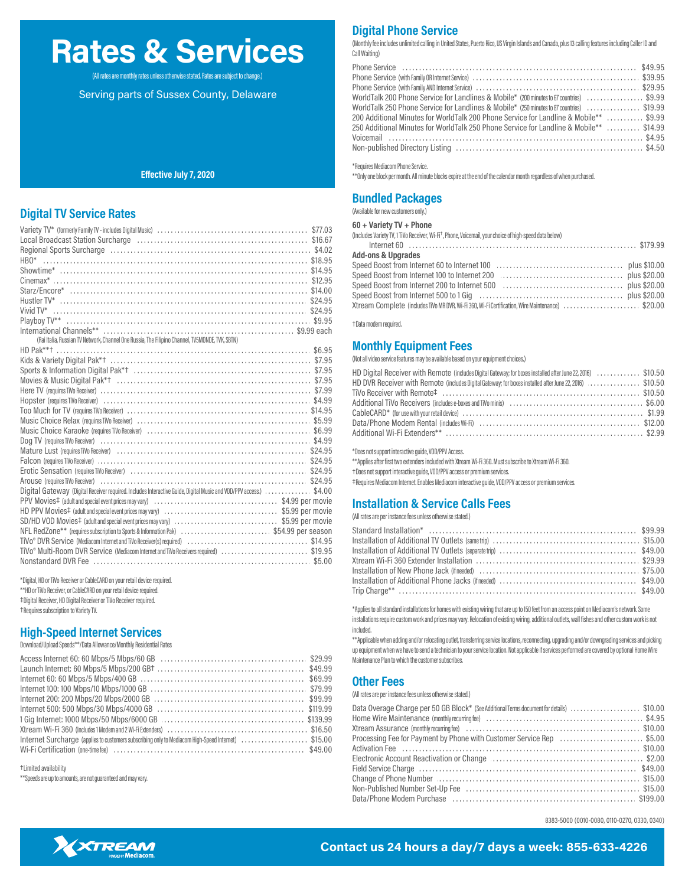# Rates & Services

(All rates are monthly rates unless otherwise stated. Rates are subject to change.)

Serving parts of Sussex County, Delaware

**Effective July 7, 2020**

## Digital TV Service Rates

| Service | Rate |
|---|---|
| Variety TV* (formerly Family TV - includes Digital Music) | $77.03 |
| Local Broadcast Station Surcharge | $16.67 |
| Regional Sports Surcharge | $4.02 |
| HBO* | $18.95 |
| Showtime* | $14.95 |
| Cinemax* | $12.95 |
| Starz/Encore* | $14.00 |
| Hustler TV* | $24.95 |
| Vivid TV* | $24.95 |
| Playboy TV** | $9.95 |
| International Channels** (Rai Italia, Russian TV Network, Channel One Russia, The Filipino Channel, TV5MONDE, TVK, SBTN) | $9.99 each |
| HD Pak**† | $6.95 |
| Kids & Variety Digital Pak*† | $7.95 |
| Sports & Information Digital Pak*† | $7.95 |
| Movies & Music Digital Pak*† | $7.95 |
| Here TV (requires TiVo Receiver) | $7.99 |
| Hopster (requires TiVo Receiver) | $4.99 |
| Too Much for TV (requires TiVo Receiver) | $14.95 |
| Music Choice Relax (requires TiVo Receiver) | $5.99 |
| Music Choice Karaoke (requires TiVo Receiver) | $6.99 |
| Dog TV (requires TiVo Receiver) | $4.99 |
| Mature Lust (requires TiVo Receiver) | $24.95 |
| Falcon (requires TiVo Receiver) | $24.95 |
| Erotic Sensation (requires TiVo Receiver) | $24.95 |
| Arouse (requires TiVo Receiver) | $24.95 |
| Digital Gateway (Digital Receiver required. Includes Interactive Guide, Digital Music and VOD/PPV access.) | $4.00 |
| PPV Movies‡ (adult and special event prices may vary) | $4.99 per movie |
| HD PPV Movies‡ (adult and special event prices may vary) | $5.99 per movie |
| SD/HD VOD Movies‡ (adult and special event prices may vary) | $5.99 per movie |
| NFL RedZone** (requires subscription to Sports & Information Pak) | $54.99 per season |
| TiVo® DVR Service (Mediacom Internet and TiVo Receiver(s) required) | $14.95 |
| TiVo® Multi-Room DVR Service (Mediacom Internet and TiVo Receivers required) | $19.95 |
| Nonstandard DVR Fee | $5.00 |

*Digital, HD or TiVo Receiver or CableCARD on your retail device required.
**HD or TiVo Receiver, or CableCARD on your retail device required.
‡Digital Receiver, HD Digital Receiver or TiVo Receiver required.
†Requires subscription to Variety TV.

## High-Speed Internet Services

Download/Upload Speeds**/Data Allowance/Monthly Residential Rates

| Service | Rate |
|---|---|
| Access Internet 60: 60 Mbps/5 Mbps/60 GB | $29.99 |
| Launch Internet: 60 Mbps/5 Mbps/200 GB† | $49.99 |
| Internet 60: 60 Mbps/5 Mbps/400 GB | $69.99 |
| Internet 100: 100 Mbps/10 Mbps/1000 GB | $79.99 |
| Internet 200: 200 Mbps/20 Mbps/2000 GB | $99.99 |
| Internet 500: 500 Mbps/30 Mbps/4000 GB | $119.99 |
| 1 Gig Internet: 1000 Mbps/50 Mbps/6000 GB | $139.99 |
| Xtream Wi-Fi 360 (Includes 1 Modem and 2 Wi-Fi Extenders) | $16.50 |
| Internet Surcharge (applies to customers subscribing only to Mediacom High-Speed Internet) | $15.00 |
| Wi-Fi Certification (one-time fee) | $49.00 |

†Limited availability
**Speeds are up to amounts, are not guaranteed and may vary.

## Digital Phone Service

(Monthly fee includes unlimited calling in United States, Puerto Rico, US Virgin Islands and Canada, plus 13 calling features including Caller ID and Call Waiting)

| Service | Rate |
|---|---|
| Phone Service | $49.95 |
| Phone Service (with Family OR Internet Service) | $39.95 |
| Phone Service (with Family AND Internet Service) | $29.95 |
| WorldTalk 200 Phone Service for Landlines & Mobile* (200 minutes to 67 countries) | $9.99 |
| WorldTalk 250 Phone Service for Landlines & Mobile* (250 minutes to 87 countries) | $19.99 |
| 200 Additional Minutes for WorldTalk 200 Phone Service for Landline & Mobile** | $9.99 |
| 250 Additional Minutes for WorldTalk 250 Phone Service for Landline & Mobile** | $14.99 |
| Voicemail | $4.95 |
| Non-published Directory Listing | $4.50 |

*Requires Mediacom Phone Service.
**Only one block per month. All minute blocks expire at the end of the calendar month regardless of when purchased.

## Bundled Packages

(Available for new customers only.)

**60 + Variety TV + Phone**

(Includes Variety TV, 1 TiVo Receiver, Wi-Fi†, Phone, Voicemail, your choice of high-speed data below)

| Service | Rate |
|---|---|
| Internet 60 | $179.99 |
| **Add-ons & Upgrades** | |
| Speed Boost from Internet 60 to Internet 100 | plus $10.00 |
| Speed Boost from Internet 100 to Internet 200 | plus $20.00 |
| Speed Boost from Internet 200 to Internet 500 | plus $20.00 |
| Speed Boost from Internet 500 to 1 Gig | plus $20.00 |
| Xtream Complete (includes TiVo MR DVR, Wi-Fi 360, Wi-Fi Certification, Wire Maintenance) | $20.00 |

†Data modem required.

## Monthly Equipment Fees

(Not all video service features may be available based on your equipment choices.)

| Equipment | Rate |
|---|---|
| HD Digital Receiver with Remote (includes Digital Gateway; for boxes installed after June 22, 2016) | $10.50 |
| HD DVR Receiver with Remote (includes Digital Gateway; for boxes installed after June 22, 2016) | $10.50 |
| TiVo Receiver with Remote‡ | $10.50 |
| Additional TiVo Receivers (includes e-boxes and TiVo minis) | $6.00 |
| CableCARD* (for use with your retail device) | $1.99 |
| Data/Phone Modem Rental (includes Wi-Fi) | $12.00 |
| Additional Wi-Fi Extenders** | $2.99 |

*Does not support interactive guide, VOD/PPV Access.
**Applies after first two extenders included with Xtream Wi-Fi 360. Must subscribe to Xtream Wi-Fi 360.
†Does not support interactive guide, VOD/PPV access or premium services.
‡Requires Mediacom Internet. Enables Mediacom interactive guide, VOD/PPV access or premium services.

## Installation & Service Calls Fees

(All rates are per instance fees unless otherwise stated.)

| Service | Rate |
|---|---|
| Standard Installation* | $99.99 |
| Installation of Additional TV Outlets (same trip) | $15.00 |
| Installation of Additional TV Outlets (separate trip) | $49.00 |
| Xtream Wi-Fi 360 Extender Installation | $29.99 |
| Installation of New Phone Jack (if needed) | $75.00 |
| Installation of Additional Phone Jacks (if needed) | $49.00 |
| Trip Charge** | $49.00 |

*Applies to all standard installations for homes with existing wiring that are up to 150 feet from an access point on Mediacom's network. Some installations require custom work and prices may vary. Relocation of existing wiring, additional outlets, wall fishes and other custom work is not included.
**Applicable when adding and/or relocating outlet, transferring service locations, reconnecting, upgrading and/or downgrading services and picking up equipment when we have to send a technician to your service location. Not applicable if services performed are covered by optional Home Wire Maintenance Plan to which the customer subscribes.

## Other Fees

(All rates are per instance fees unless otherwise stated.)

| Fee | Rate |
|---|---|
| Data Overage Charge per 50 GB Block* (See Additional Terms document for details) | $10.00 |
| Home Wire Maintenance (monthly recurring fee) | $4.95 |
| Xtream Assurance (monthly recurring fee) | $10.00 |
| Processing Fee for Payment by Phone with Customer Service Rep | $5.00 |
| Activation Fee | $10.00 |
| Electronic Account Reactivation or Change | $2.00 |
| Field Service Charge | $49.00 |
| Change of Phone Number | $15.00 |
| Non-Published Number Set-Up Fee | $15.00 |
| Data/Phone Modem Purchase | $199.00 |

8383-5000 (0010-0080, 0110-0270, 0330, 0340)

XTREAM powered by Mediacom

**Contact us 24 hours a day/7 days a week: 855-633-4226**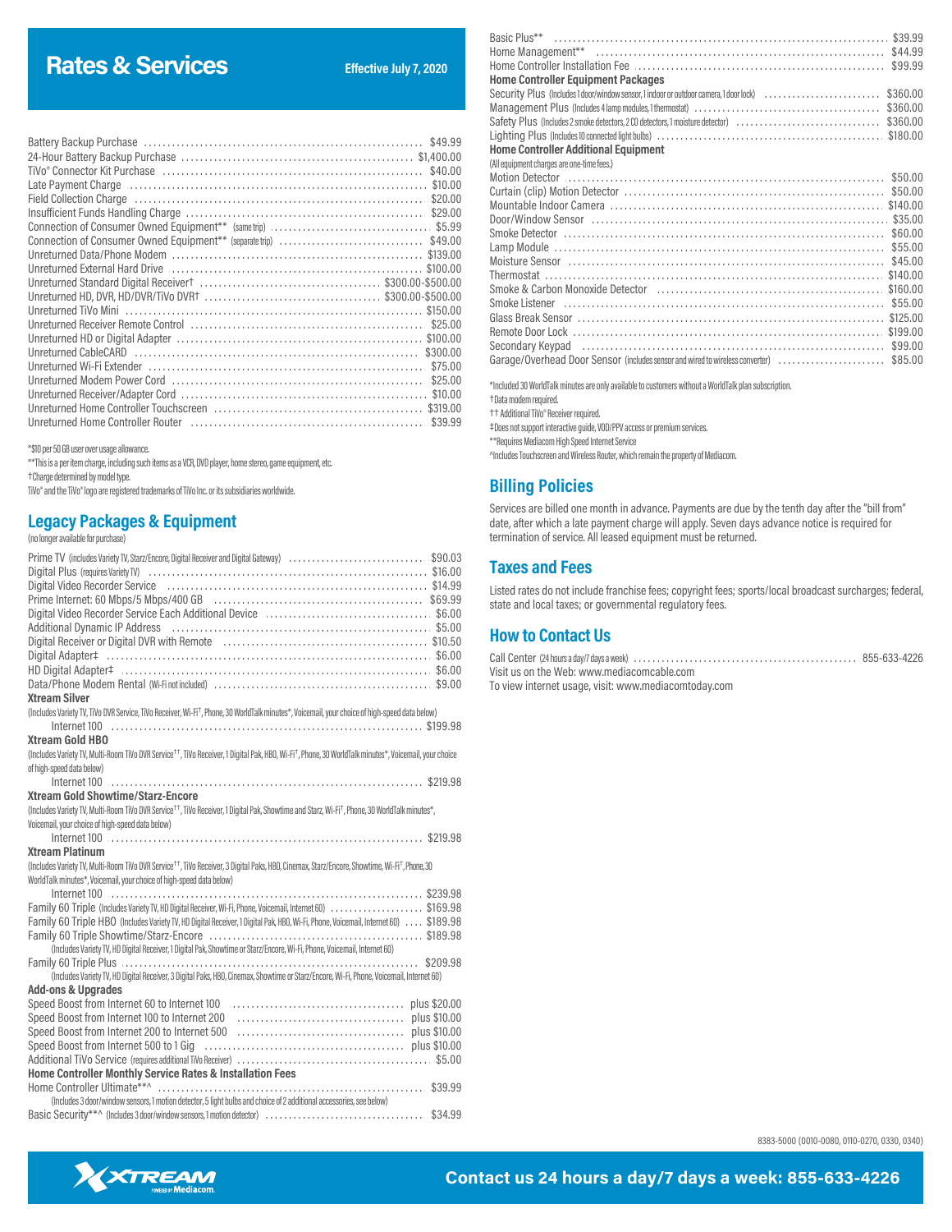# Rates & Services

**Effective July 7, 2020**

| | |
|---|---|
| Battery Backup Purchase | $49.99 |
| 24-Hour Battery Backup Purchase | $1,400.00 |
| TiVo® Connector Kit Purchase | $40.00 |
| Late Payment Charge | $10.00 |
| Field Collection Charge | $20.00 |
| Insufficient Funds Handling Charge | $29.00 |
| Connection of Consumer Owned Equipment** (same trip) | $5.99 |
| Connection of Consumer Owned Equipment** (separate trip) | $49.00 |
| Unreturned Data/Phone Modem | $139.00 |
| Unreturned External Hard Drive | $100.00 |
| Unreturned Standard Digital Receiver† | $300.00-$500.00 |
| Unreturned HD, DVR, HD/DVR/TiVo DVR† | $300.00-$500.00 |
| Unreturned TiVo Mini | $150.00 |
| Unreturned Receiver Remote Control | $25.00 |
| Unreturned HD or Digital Adapter | $100.00 |
| Unreturned CableCARD | $300.00 |
| Unreturned Wi-Fi Extender | $75.00 |
| Unreturned Modem Power Cord | $25.00 |
| Unreturned Receiver/Adapter Cord | $10.00 |
| Unreturned Home Controller Touchscreen | $319.00 |
| Unreturned Home Controller Router | $39.99 |

*$10 per 50 GB user over usage allowance.

**This is a per item charge, including such items as a VCR, DVD player, home stereo, game equipment, etc.

†Charge determined by model type.

TiVo® and the TiVo® logo are registered trademarks of TiVo Inc. or its subsidiaries worldwide.

## Legacy Packages & Equipment

(no longer available for purchase)

| | |
|---|---|
| Prime TV (includes Variety TV, Starz/Encore, Digital Receiver and Digital Gateway) | $90.03 |
| Digital Plus (requires Variety TV) | $16.00 |
| Digital Video Recorder Service | $14.99 |
| Prime Internet: 60 Mbps/5 Mbps/400 GB | $69.99 |
| Digital Video Recorder Service Each Additional Device | $6.00 |
| Additional Dynamic IP Address | $5.00 |
| Digital Receiver or Digital DVR with Remote | $10.50 |
| Digital Adapter‡ | $6.00 |
| HD Digital Adapter‡ | $6.00 |
| Data/Phone Modem Rental (Wi-Fi not included) | $9.00 |

**Xtream Silver**

(Includes Variety TV, TiVo DVR Service, TiVo Receiver, Wi-Fi†, Phone, 30 WorldTalk minutes*, Voicemail, your choice of high-speed data below)

| | |
|---|---|
| Internet 100 | $199.98 |

**Xtream Gold HBO**

(Includes Variety TV, Multi-Room TiVo DVR Service††, TiVo Receiver, 1 Digital Pak, HBO, Wi-Fi†, Phone, 30 WorldTalk minutes*, Voicemail, your choice of high-speed data below)

| | |
|---|---|
| Internet 100 | $219.98 |

**Xtream Gold Showtime/Starz-Encore**

(Includes Variety TV, Multi-Room TiVo DVR Service††, TiVo Receiver, 1 Digital Pak, Showtime and Starz, Wi-Fi†, Phone, 30 WorldTalk minutes*, Voicemail, your choice of high-speed data below)

| | |
|---|---|
| Internet 100 | $219.98 |

**Xtream Platinum**

(Includes Variety TV, Multi-Room TiVo DVR Service††, TiVo Receiver, 3 Digital Paks, HBO, Cinemax, Starz/Encore, Showtime, Wi-Fi†, Phone, 30 WorldTalk minutes*, Voicemail, your choice of high-speed data below)

| | |
|---|---|
| Internet 100 | $239.98 |
| Family 60 Triple (Includes Variety TV, HD Digital Receiver, Wi-Fi, Phone, Voicemail, Internet 60) | $169.98 |
| Family 60 Triple HBO (Includes Variety TV, HD Digital Receiver, 1 Digital Pak, HBO, Wi-Fi, Phone, Voicemail, Internet 60) | $189.98 |
| Family 60 Triple Showtime/Starz-Encore (Includes Variety TV, HD Digital Receiver, 1 Digital Pak, Showtime or Starz/Encore, Wi-Fi, Phone, Voicemail, Internet 60) | $189.98 |
| Family 60 Triple Plus (Includes Variety TV, HD Digital Receiver, 3 Digital Paks, HBO, Cinemax, Showtime or Starz/Encore, Wi-Fi, Phone, Voicemail, Internet 60) | $209.98 |

**Add-ons & Upgrades**

| | |
|---|---|
| Speed Boost from Internet 60 to Internet 100 | plus $20.00 |
| Speed Boost from Internet 100 to Internet 200 | plus $10.00 |
| Speed Boost from Internet 200 to Internet 500 | plus $10.00 |
| Speed Boost from Internet 500 to 1 Gig | plus $10.00 |
| Additional TiVo Service (requires additional TiVo Receiver) | $5.00 |

**Home Controller Monthly Service Rates & Installation Fees**

| | |
|---|---|
| Home Controller Ultimate**^ (Includes 3 door/window sensors, 1 motion detector, 5 light bulbs and choice of 2 additional accessories, see below) | $39.99 |
| Basic Security**^ (Includes 3 door/window sensors, 1 motion detector) | $34.99 |
| Basic Plus** | $39.99 |
| Home Management** | $44.99 |
| Home Controller Installation Fee | $99.99 |

**Home Controller Equipment Packages**

| | |
|---|---|
| Security Plus (Includes 1 door/window sensor, 1 indoor or outdoor camera, 1 door lock) | $360.00 |
| Management Plus (Includes 4 lamp modules, 1 thermostat) | $360.00 |
| Safety Plus (Includes 2 smoke detectors, 2 CO detectors, 1 moisture detector) | $360.00 |
| Lighting Plus (Includes 10 connected light bulbs) | $180.00 |

**Home Controller Additional Equipment**

(All equipment charges are one-time fees.)

| | |
|---|---|
| Motion Detector | $50.00 |
| Curtain (clip) Motion Detector | $50.00 |
| Mountable Indoor Camera | $140.00 |
| Door/Window Sensor | $35.00 |
| Smoke Detector | $60.00 |
| Lamp Module | $55.00 |
| Moisture Sensor | $45.00 |
| Thermostat | $140.00 |
| Smoke & Carbon Monoxide Detector | $160.00 |
| Smoke Listener | $55.00 |
| Glass Break Sensor | $125.00 |
| Remote Door Lock | $199.00 |
| Secondary Keypad | $99.00 |
| Garage/Overhead Door Sensor (includes sensor and wired to wireless converter) | $85.00 |

*Included 30 WorldTalk minutes are only available to customers without a WorldTalk plan subscription.

†Data modem required.

†† Additional TiVo® Receiver required.

‡Does not support interactive guide, VOD/PPV access or premium services.

**Requires Mediacom High Speed Internet Service

^Includes Touchscreen and Wireless Router, which remain the property of Mediacom.

## Billing Policies

Services are billed one month in advance. Payments are due by the tenth day after the "bill from" date, after which a late payment charge will apply. Seven days advance notice is required for termination of service. All leased equipment must be returned.

## Taxes and Fees

Listed rates do not include franchise fees; copyright fees; sports/local broadcast surcharges; federal, state and local taxes; or governmental regulatory fees.

## How to Contact Us

Call Center (24 hours a day/7 days a week) ........ 855-633-4226

Visit us on the Web: www.mediacomcable.com

To view internet usage, visit: www.mediacomtoday.com

8383-5000 (0010-0080, 0110-0270, 0330, 0340)

XTREAM powered by Mediacom

**Contact us 24 hours a day/7 days a week: 855-633-4226**